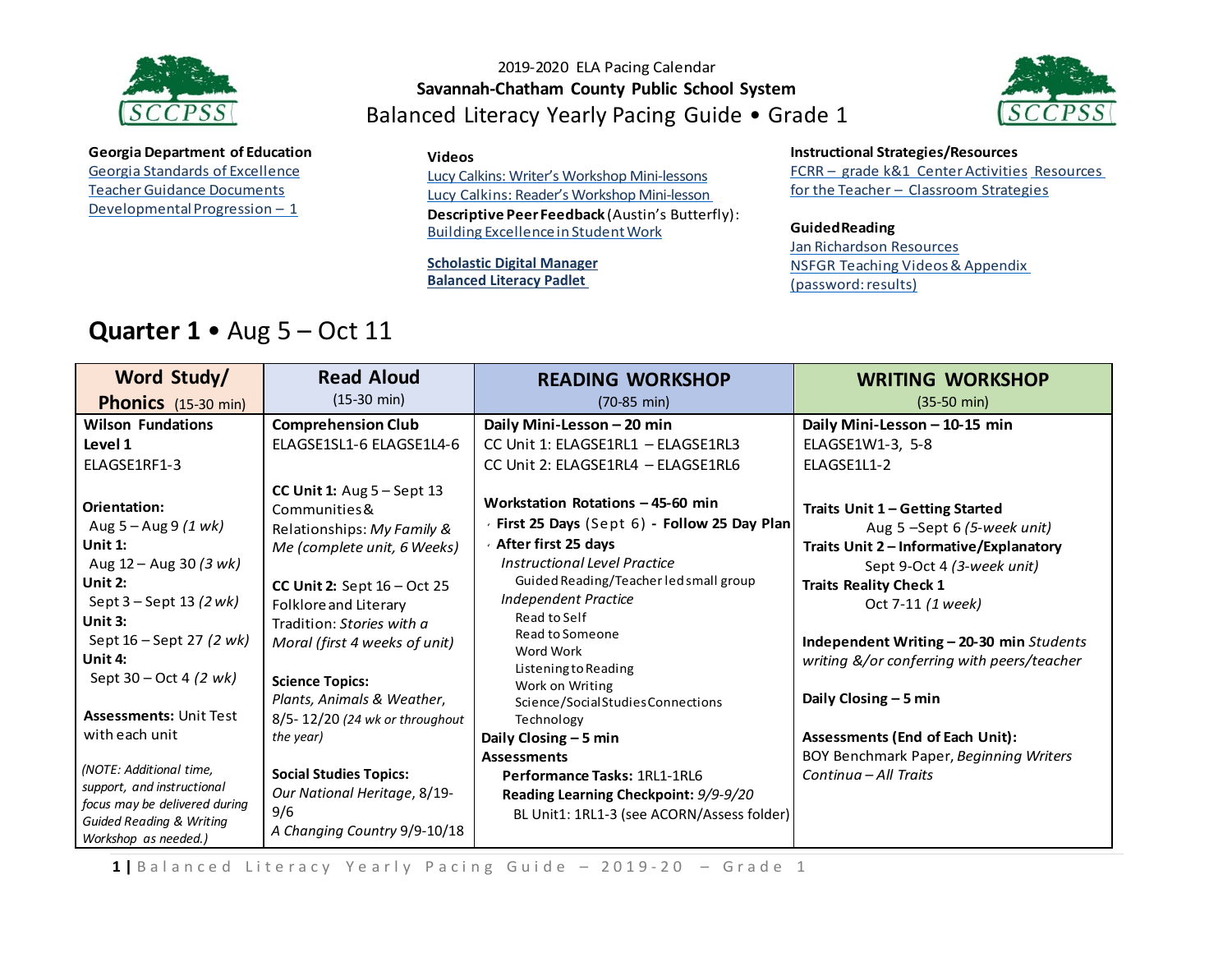2019-2020 ELA Pacing Calendar

**Savannah-Chatham County Public School System**

# Balanced Literacy Yearly Pacing Guide • Grade 1

**Georgia Department of Education**
Georgia Standards of Excellence
Teacher Guidance Documents
Developmental Progression – 1

**Videos**
Lucy Calkins: Writer's Workshop Mini-lessons
Lucy Calkins: Reader's Workshop Mini-lesson
**Descriptive Peer Feedback** (Austin's Butterfly):
Building Excellence in Student Work

**Scholastic Digital Manager**
**Balanced Literacy Padlet**

**Instructional Strategies/Resources**
FCRR – grade k&1 Center Activities Resources for the Teacher – Classroom Strategies

**Guided Reading**
Jan Richardson Resources
NSFGR Teaching Videos & Appendix (password: results)

## Quarter 1 • Aug 5 – Oct 11

| Word Study/ Phonics (15-30 min) | Read Aloud (15-30 min) | READING WORKSHOP (70-85 min) | WRITING WORKSHOP (35-50 min) |
|---|---|---|---|
| **Wilson Fundations Level 1**<br>ELAGSE1RF1-3<br><br>**Orientation:**<br>Aug 5 – Aug 9 *(1 wk)*<br>**Unit 1:**<br>Aug 12 – Aug 30 *(3 wk)*<br>**Unit 2:**<br>Sept 3 – Sept 13 *(2 wk)*<br>**Unit 3:**<br>Sept 16 – Sept 27 *(2 wk)*<br>**Unit 4:**<br>Sept 30 – Oct 4 *(2 wk)*<br><br>**Assessments:** Unit Test with each unit<br><br>*(NOTE: Additional time, support, and instructional focus may be delivered during Guided Reading & Writing Workshop as needed.)* | **Comprehension Club**<br>ELAGSE1SL1-6 ELAGSE1L4-6<br><br>**CC Unit 1:** Aug 5 – Sept 13 Communities & Relationships: *My Family & Me (complete unit, 6 Weeks)*<br><br>**CC Unit 2:** Sept 16 – Oct 25 Folklore and Literary Tradition: *Stories with a Moral (first 4 weeks of unit)*<br><br>**Science Topics:**<br>*Plants, Animals & Weather*, 8/5- 12/20 *(24 wk or throughout the year)*<br><br>**Social Studies Topics:**<br>*Our National Heritage*, 8/19-9/6<br>*A Changing Country* 9/9-10/18 | **Daily Mini-Lesson – 20 min**<br>CC Unit 1: ELAGSE1RL1 – ELAGSE1RL3<br>CC Unit 2: ELAGSE1RL4 – ELAGSE1RL6<br><br>**Workstation Rotations – 45-60 min**<br>**First 25 Days** (Sept 6) **- Follow 25 Day Plan**<br>**After first 25 days**<br>*Instructional Level Practice*<br>Guided Reading/Teacher led small group<br>*Independent Practice*<br>Read to Self<br>Read to Someone<br>Word Work<br>Listening to Reading<br>Work on Writing<br>Science/Social Studies Connections<br>Technology<br>**Daily Closing – 5 min**<br>**Assessments**<br>**Performance Tasks:** 1RL1-1RL6<br>**Reading Learning Checkpoint:** *9/9-9/20*<br>BL Unit1: 1RL1-3 (see ACORN/Assess folder) | **Daily Mini-Lesson – 10-15 min**<br>ELAGSE1W1-3, 5-8<br>ELAGSE1L1-2<br><br>**Traits Unit 1 – Getting Started**<br>Aug 5 –Sept 6 *(5-week unit)*<br>**Traits Unit 2 – Informative/Explanatory**<br>Sept 9-Oct 4 *(3-week unit)*<br>**Traits Reality Check 1**<br>Oct 7-11 *(1 week)*<br><br>**Independent Writing – 20-30 min** *Students writing &/or conferring with peers/teacher*<br><br>**Daily Closing – 5 min**<br><br>**Assessments (End of Each Unit):**<br>BOY Benchmark Paper, *Beginning Writers Continua – All Traits* |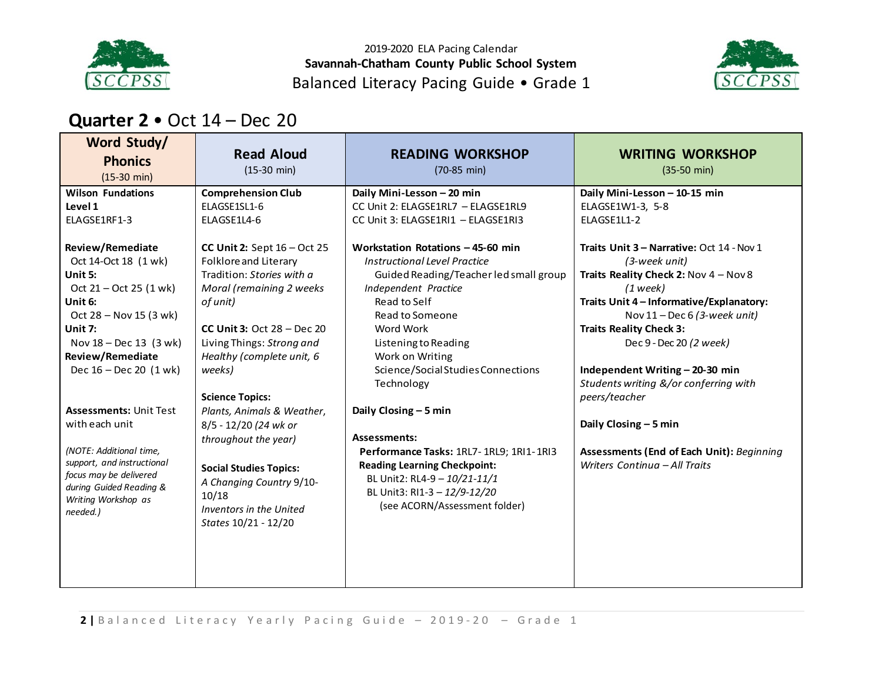2019-2020 ELA Pacing Calendar
**Savannah-Chatham County Public School System**
Balanced Literacy Pacing Guide • Grade 1

## **Quarter 2** • Oct 14 – Dec 20

| **Word Study/ Phonics** (15-30 min) | **Read Aloud** (15-30 min) | **READING WORKSHOP** (70-85 min) | **WRITING WORKSHOP** (35-50 min) |
|---|---|---|---|
| **Wilson Fundations Level 1**<br>ELAGSE1RF1-3<br><br>**Review/Remediate**<br>Oct 14-Oct 18 (1 wk)<br>**Unit 5:**<br>Oct 21 – Oct 25 (1 wk)<br>**Unit 6:**<br>Oct 28 – Nov 15 (3 wk)<br>**Unit 7:**<br>Nov 18 – Dec 13 (3 wk)<br>**Review/Remediate**<br>Dec 16 – Dec 20 (1 wk)<br><br>**Assessments:** Unit Test with each unit<br><br>*(NOTE: Additional time, support, and instructional focus may be delivered during Guided Reading & Writing Workshop as needed.)* | **Comprehension Club**<br>ELAGSE1SL1-6<br>ELAGSE1L4-6<br><br>**CC Unit 2:** Sept 16 – Oct 25 Folklore and Literary Tradition: *Stories with a Moral (remaining 2 weeks of unit)*<br><br>**CC Unit 3:** Oct 28 – Dec 20 Living Things: *Strong and Healthy (complete unit, 6 weeks)*<br><br>**Science Topics:**<br>*Plants, Animals & Weather*, 8/5 - 12/20 *(24 wk or throughout the year)*<br><br>**Social Studies Topics:**<br>*A Changing Country* 9/10-10/18<br>*Inventors in the United States* 10/21 - 12/20 | **Daily Mini-Lesson – 20 min**<br>CC Unit 2: ELAGSE1RL7 – ELAGSE1RL9<br>CC Unit 3: ELAGSE1RI1 – ELAGSE1RI3<br><br>**Workstation Rotations – 45-60 min**<br>*Instructional Level Practice*<br>Guided Reading/Teacher led small group<br>*Independent Practice*<br>Read to Self<br>Read to Someone<br>Word Work<br>Listening to Reading<br>Work on Writing<br>Science/Social Studies Connections<br>Technology<br><br>**Daily Closing – 5 min**<br><br>**Assessments:**<br>**Performance Tasks:** 1RL7- 1RL9; 1RI1- 1RI3<br>**Reading Learning Checkpoint:**<br>BL Unit2: RL4-9 – *10/21-11/1*<br>BL Unit3: RI1-3 – *12/9-12/20*<br>(see ACORN/Assessment folder) | **Daily Mini-Lesson – 10-15 min**<br>ELAGSE1W1-3, 5-8<br>ELAGSE1L1-2<br><br>**Traits Unit 3 – Narrative:** Oct 14 - Nov 1 *(3-week unit)*<br>**Traits Reality Check 2:** Nov 4 – Nov 8 *(1 week)*<br>**Traits Unit 4 – Informative/Explanatory:** Nov 11 – Dec 6 *(3-week unit)*<br>**Traits Reality Check 3:** Dec 9 - Dec 20 *(2 week)*<br><br>**Independent Writing – 20-30 min**<br>*Students writing &/or conferring with peers/teacher*<br><br>**Daily Closing – 5 min**<br><br>**Assessments (End of Each Unit):** *Beginning Writers Continua – All Traits* |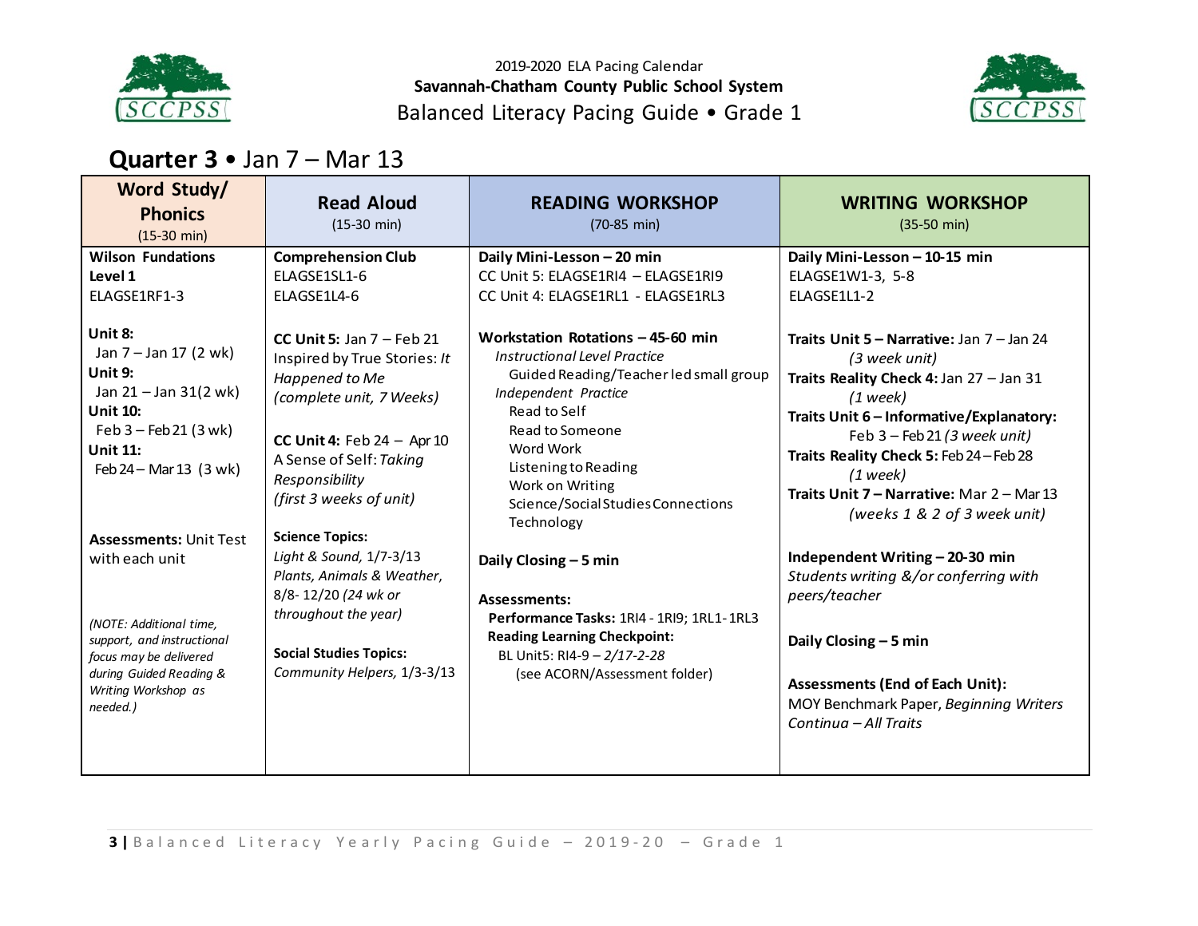2019-2020 ELA Pacing Calendar
**Savannah-Chatham County Public School System**
Balanced Literacy Pacing Guide • Grade 1

## **Quarter 3** • Jan 7 – Mar 13

| **Word Study/ Phonics** (15-30 min) | **Read Aloud** (15-30 min) | **READING WORKSHOP** (70-85 min) | **WRITING WORKSHOP** (35-50 min) |
|---|---|---|---|
| **Wilson Fundations Level 1**<br>ELAGSE1RF1-3<br><br>**Unit 8:**<br>Jan 7 – Jan 17 (2 wk)<br>**Unit 9:**<br>Jan 21 – Jan 31(2 wk)<br>**Unit 10:**<br>Feb 3 – Feb 21 (3 wk)<br>**Unit 11:**<br>Feb 24 – Mar 13 (3 wk)<br><br>**Assessments:** Unit Test with each unit<br><br>*(NOTE: Additional time, support, and instructional focus may be delivered during Guided Reading & Writing Workshop as needed.)* | **Comprehension Club**<br>ELAGSE1SL1-6<br>ELAGSE1L4-6<br><br>**CC Unit 5:** Jan 7 – Feb 21<br>Inspired by True Stories: *It Happened to Me (complete unit, 7 Weeks)*<br><br>**CC Unit 4:** Feb 24 – Apr 10<br>A Sense of Self: *Taking Responsibility (first 3 weeks of unit)*<br><br>**Science Topics:**<br>*Light & Sound,* 1/7-3/13<br>*Plants, Animals & Weather,* 8/8- 12/20 *(24 wk or throughout the year)*<br><br>**Social Studies Topics:**<br>*Community Helpers,* 1/3-3/13 | **Daily Mini-Lesson – 20 min**<br>CC Unit 5: ELAGSE1RI4 – ELAGSE1RI9<br>CC Unit 4: ELAGSE1RL1 - ELAGSE1RL3<br><br>**Workstation Rotations – 45-60 min**<br>*Instructional Level Practice*<br>Guided Reading/Teacher led small group<br>*Independent Practice*<br>Read to Self<br>Read to Someone<br>Word Work<br>Listening to Reading<br>Work on Writing<br>Science/Social Studies Connections<br>Technology<br><br>**Daily Closing – 5 min**<br><br>**Assessments:**<br>**Performance Tasks:** 1RI4 - 1RI9; 1RL1-1RL3<br>**Reading Learning Checkpoint:**<br>BL Unit5: RI4-9 – *2/17-2-28*<br>(see ACORN/Assessment folder) | **Daily Mini-Lesson – 10-15 min**<br>ELAGSE1W1-3, 5-8<br>ELAGSE1L1-2<br><br>**Traits Unit 5 – Narrative:** Jan 7 – Jan 24 *(3 week unit)*<br>**Traits Reality Check 4:** Jan 27 – Jan 31 *(1 week)*<br>**Traits Unit 6 – Informative/Explanatory:** Feb 3 – Feb 21 *(3 week unit)*<br>**Traits Reality Check 5:** Feb 24 – Feb 28 *(1 week)*<br>**Traits Unit 7 – Narrative:** Mar 2 – Mar 13 *(weeks 1 & 2 of 3 week unit)*<br><br>**Independent Writing – 20-30 min**<br>*Students writing &/or conferring with peers/teacher*<br><br>**Daily Closing – 5 min**<br><br>**Assessments (End of Each Unit):**<br>MOY Benchmark Paper, *Beginning Writers Continua – All Traits* |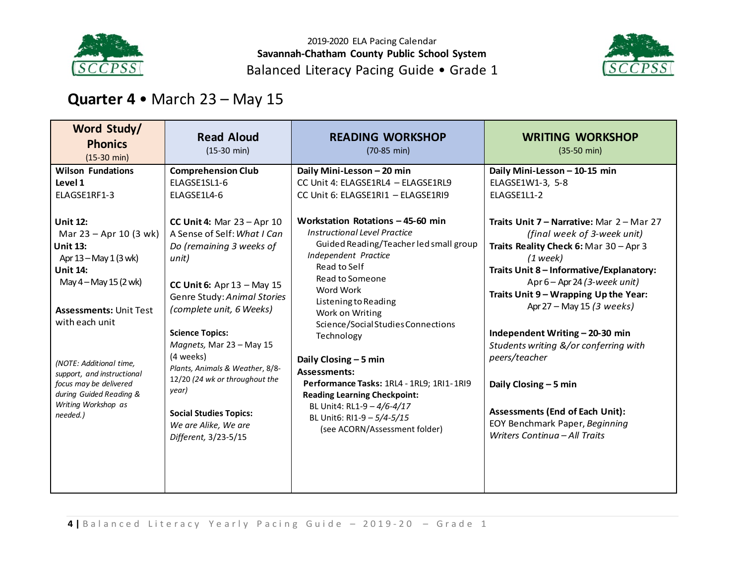2019-2020 ELA Pacing Calendar
**Savannah-Chatham County Public School System**
Balanced Literacy Pacing Guide • Grade 1

## **Quarter 4** • March 23 – May 15

| **Word Study/ Phonics** (15-30 min) | **Read Aloud** (15-30 min) | **READING WORKSHOP** (70-85 min) | **WRITING WORKSHOP** (35-50 min) |
|---|---|---|---|
| **Wilson Fundations Level 1**<br>ELAGSE1RF1-3<br><br>**Unit 12:** Mar 23 – Apr 10 (3 wk)<br>**Unit 13:** Apr 13 – May 1 (3 wk)<br>**Unit 14:** May 4 – May 15 (2 wk)<br><br>**Assessments:** Unit Test with each unit<br><br>*(NOTE: Additional time, support, and instructional focus may be delivered during Guided Reading & Writing Workshop as needed.)* | **Comprehension Club**<br>ELAGSE1SL1-6<br>ELAGSE1L4-6<br><br>**CC Unit 4:** Mar 23 – Apr 10 A Sense of Self: *What I Can Do (remaining 3 weeks of unit)*<br><br>**CC Unit 6:** Apr 13 – May 15 Genre Study: *Animal Stories (complete unit, 6 Weeks)*<br><br>**Science Topics:**<br>*Magnets,* Mar 23 – May 15 (4 weeks)<br>*Plants, Animals & Weather, 8/8-12/20 (24 wk or throughout the year)*<br><br>**Social Studies Topics:**<br>*We are Alike, We are Different,* 3/23-5/15 | **Daily Mini-Lesson – 20 min**<br>CC Unit 4: ELAGSE1RL4 – ELAGSE1RL9<br>CC Unit 6: ELAGSE1RI1 – ELAGSE1RI9<br><br>**Workstation Rotations – 45-60 min**<br>*Instructional Level Practice*<br>Guided Reading/Teacher led small group<br>*Independent Practice*<br>Read to Self<br>Read to Someone<br>Word Work<br>Listening to Reading<br>Work on Writing<br>Science/Social Studies Connections<br>Technology<br><br>**Daily Closing – 5 min**<br>**Assessments:**<br>**Performance Tasks:** 1RL4 - 1RL9; 1RI1-1RI9<br>**Reading Learning Checkpoint:**<br>BL Unit4: RL1-9 – *4/6-4/17*<br>BL Unit6: RI1-9 – *5/4-5/15*<br>(see ACORN/Assessment folder) | **Daily Mini-Lesson – 10-15 min**<br>ELAGSE1W1-3, 5-8<br>ELAGSE1L1-2<br><br>**Traits Unit 7 – Narrative:** Mar 2 – Mar 27 *(final week of 3-week unit)*<br>**Traits Reality Check 6:** Mar 30 – Apr 3 *(1 week)*<br>**Traits Unit 8 – Informative/Explanatory:** Apr 6 – Apr 24 *(3-week unit)*<br>**Traits Unit 9 – Wrapping Up the Year:** Apr 27 – May 15 *(3 weeks)*<br><br>**Independent Writing – 20-30 min**<br>*Students writing &/or conferring with peers/teacher*<br><br>**Daily Closing – 5 min**<br><br>**Assessments (End of Each Unit):**<br>EOY Benchmark Paper, *Beginning Writers Continua – All Traits* |